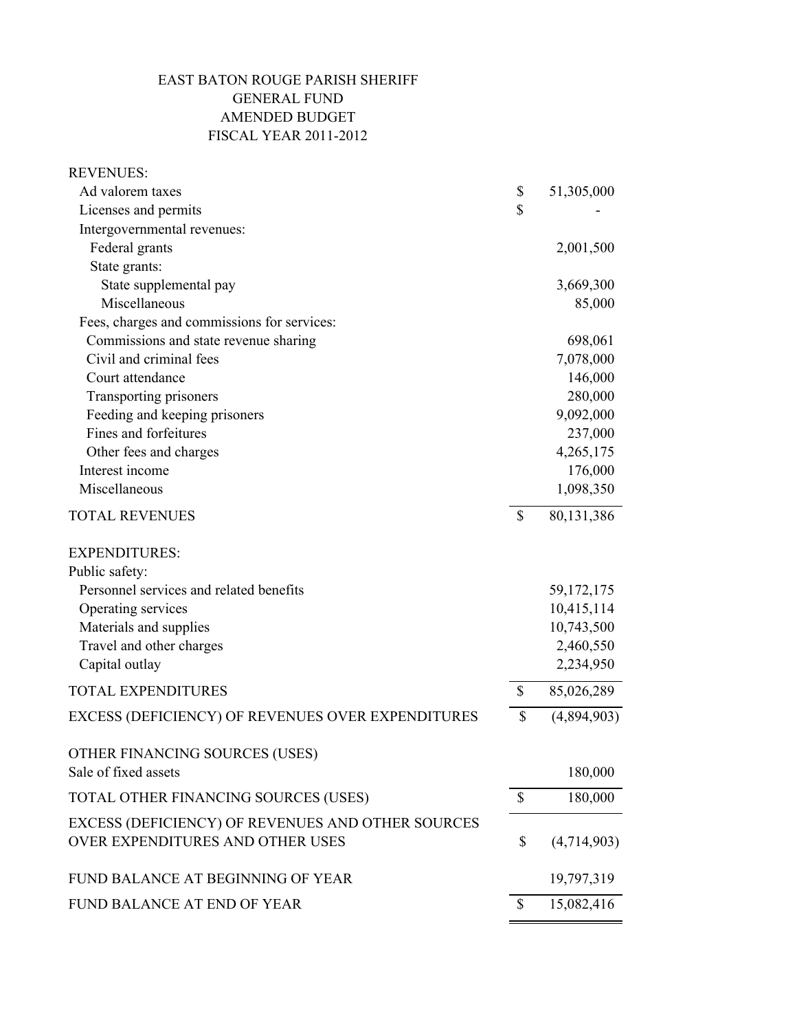# EAST BATON ROUGE PARISH SHERIFF
## GENERAL FUND
## AMENDED BUDGET
## FISCAL YEAR 2011-2012

| | | |
|---|---|---|
| **REVENUES:** | | |
| Ad valorem taxes | $ | 51,305,000 |
| Licenses and permits | $ | - |
| Intergovernmental revenues: | | |
| Federal grants | | 2,001,500 |
| State grants: | | |
| State supplemental pay | | 3,669,300 |
| Miscellaneous | | 85,000 |
| Fees, charges and commissions for services: | | |
| Commissions and state revenue sharing | | 698,061 |
| Civil and criminal fees | | 7,078,000 |
| Court attendance | | 146,000 |
| Transporting prisoners | | 280,000 |
| Feeding and keeping prisoners | | 9,092,000 |
| Fines and forfeitures | | 237,000 |
| Other fees and charges | | 4,265,175 |
| Interest income | | 176,000 |
| Miscellaneous | | 1,098,350 |
| TOTAL REVENUES | $ | 80,131,386 |
| **EXPENDITURES:** | | |
| Public safety: | | |
| Personnel services and related benefits | | 59,172,175 |
| Operating services | | 10,415,114 |
| Materials and supplies | | 10,743,500 |
| Travel and other charges | | 2,460,550 |
| Capital outlay | | 2,234,950 |
| TOTAL EXPENDITURES | $ | 85,026,289 |
| EXCESS (DEFICIENCY) OF REVENUES OVER EXPENDITURES | $ | (4,894,903) |
| OTHER FINANCING SOURCES (USES) | | |
| Sale of fixed assets | | 180,000 |
| TOTAL OTHER FINANCING SOURCES (USES) | $ | 180,000 |
| EXCESS (DEFICIENCY) OF REVENUES AND OTHER SOURCES OVER EXPENDITURES AND OTHER USES | $ | (4,714,903) |
| FUND BALANCE AT BEGINNING OF YEAR | | 19,797,319 |
| FUND BALANCE AT END OF YEAR | $ | 15,082,416 |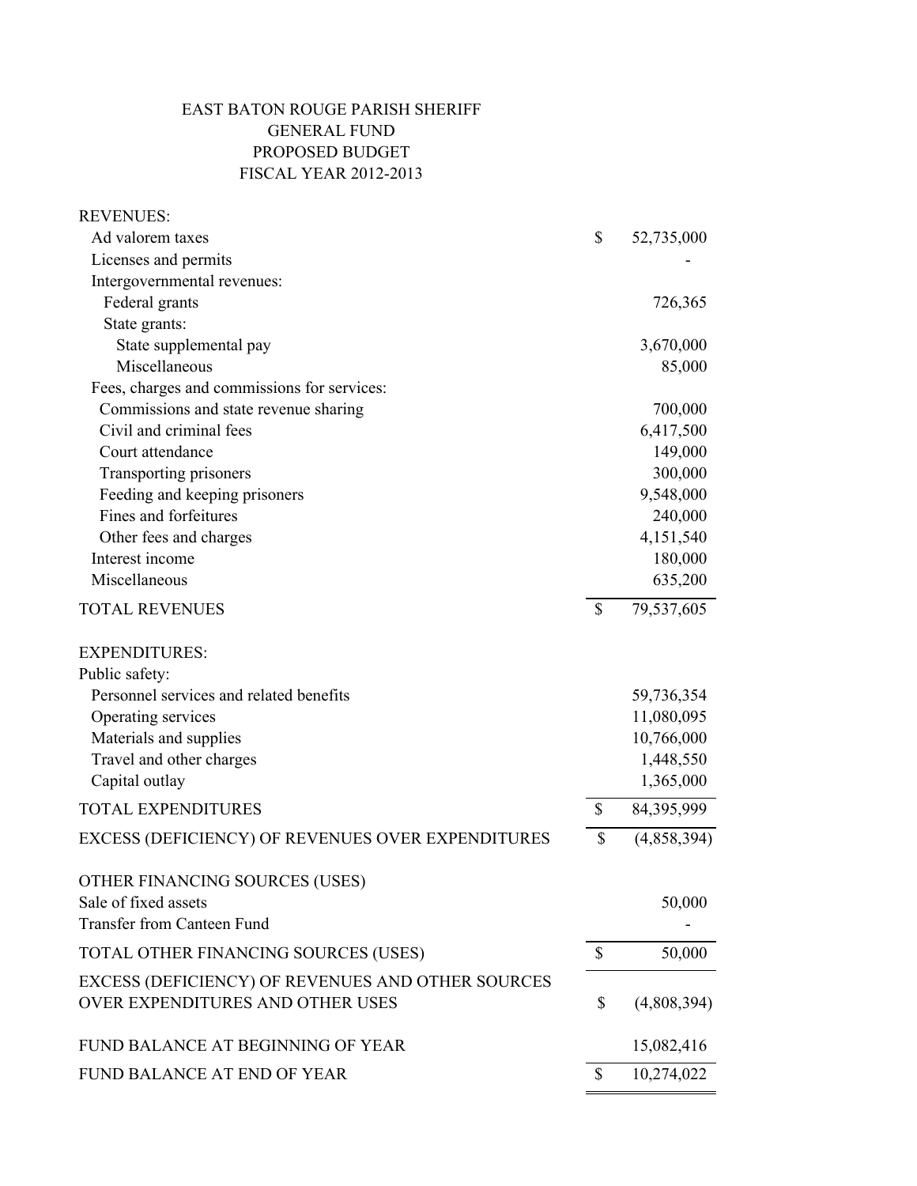# EAST BATON ROUGE PARISH SHERIFF
## GENERAL FUND
## PROPOSED BUDGET
## FISCAL YEAR 2012-2013

| | | |
|---|---|---|
| **REVENUES:** | | |
| Ad valorem taxes | $ | 52,735,000 |
| Licenses and permits | | - |
| Intergovernmental revenues: | | |
| Federal grants | | 726,365 |
| State grants: | | |
| State supplemental pay | | 3,670,000 |
| Miscellaneous | | 85,000 |
| Fees, charges and commissions for services: | | |
| Commissions and state revenue sharing | | 700,000 |
| Civil and criminal fees | | 6,417,500 |
| Court attendance | | 149,000 |
| Transporting prisoners | | 300,000 |
| Feeding and keeping prisoners | | 9,548,000 |
| Fines and forfeitures | | 240,000 |
| Other fees and charges | | 4,151,540 |
| Interest income | | 180,000 |
| Miscellaneous | | 635,200 |
| TOTAL REVENUES | $ | 79,537,605 |
| | | |
| **EXPENDITURES:** | | |
| Public safety: | | |
| Personnel services and related benefits | | 59,736,354 |
| Operating services | | 11,080,095 |
| Materials and supplies | | 10,766,000 |
| Travel and other charges | | 1,448,550 |
| Capital outlay | | 1,365,000 |
| TOTAL EXPENDITURES | $ | 84,395,999 |
| EXCESS (DEFICIENCY) OF REVENUES OVER EXPENDITURES | $ | (4,858,394) |
| | | |
| OTHER FINANCING SOURCES (USES) | | |
| Sale of fixed assets | | 50,000 |
| Transfer from Canteen Fund | | - |
| TOTAL OTHER FINANCING SOURCES (USES) | $ | 50,000 |
| EXCESS (DEFICIENCY) OF REVENUES AND OTHER SOURCES OVER EXPENDITURES AND OTHER USES | $ | (4,808,394) |
| | | |
| FUND BALANCE AT BEGINNING OF YEAR | | 15,082,416 |
| FUND BALANCE AT END OF YEAR | $ | 10,274,022 |